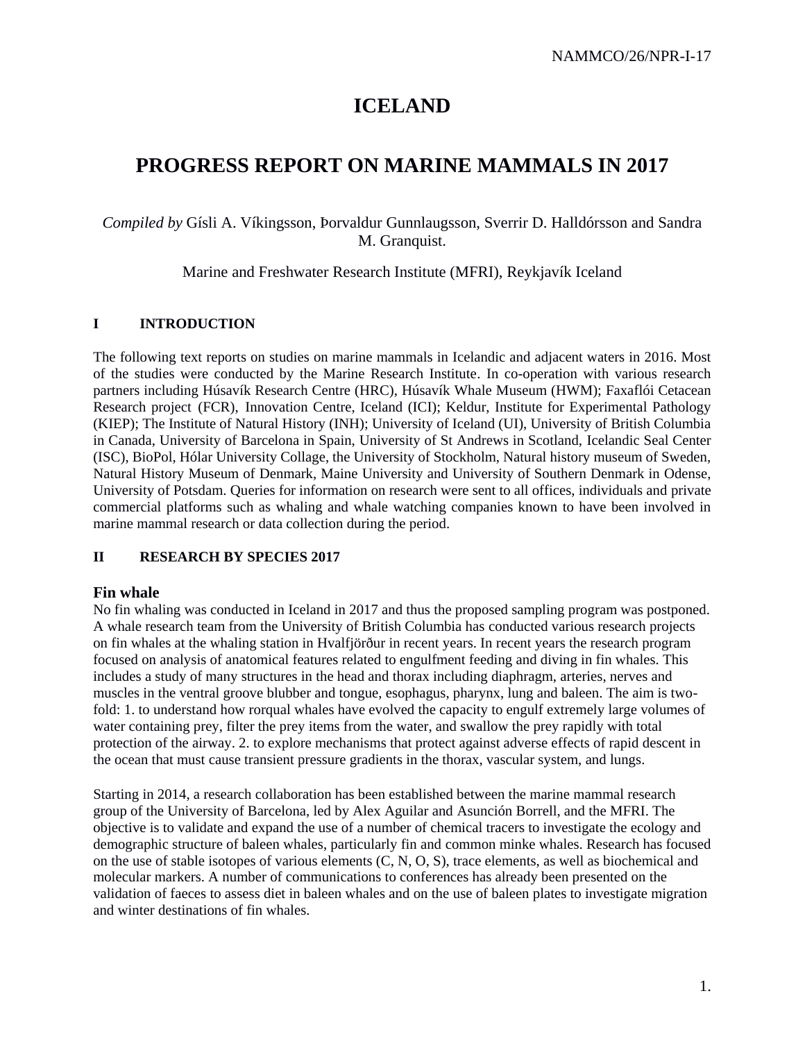# ICELAND

# PROGRESS REPORT ON MARINE MAMMALS IN 2017

*Compiled by* Gísli A. Víkingsson, Þorvaldur Gunnlaugsson, Sverrir D. Halldórsson and Sandra M. Granquist.

Marine and Freshwater Research Institute (MFRI), Reykjavík Iceland

## I INTRODUCTION

The following text reports on studies on marine mammals in Icelandic and adjacent waters in 2016. Most of the studies were conducted by the Marine Research Institute. In co-operation with various research partners including Húsavík Research Centre (HRC), Húsavík Whale Museum (HWM); Faxaflói Cetacean Research project (FCR), Innovation Centre, Iceland (ICI); Keldur, Institute for Experimental Pathology (KIEP); The Institute of Natural History (INH); University of Iceland (UI), University of British Columbia in Canada, University of Barcelona in Spain, University of St Andrews in Scotland, Icelandic Seal Center (ISC), BioPol, Hólar University Collage, the University of Stockholm, Natural history museum of Sweden, Natural History Museum of Denmark, Maine University and University of Southern Denmark in Odense, University of Potsdam. Queries for information on research were sent to all offices, individuals and private commercial platforms such as whaling and whale watching companies known to have been involved in marine mammal research or data collection during the period.

## II RESEARCH BY SPECIES 2017

### Fin whale

No fin whaling was conducted in Iceland in 2017 and thus the proposed sampling program was postponed. A whale research team from the University of British Columbia has conducted various research projects on fin whales at the whaling station in Hvalfjörður in recent years. In recent years the research program focused on analysis of anatomical features related to engulfment feeding and diving in fin whales. This includes a study of many structures in the head and thorax including diaphragm, arteries, nerves and muscles in the ventral groove blubber and tongue, esophagus, pharynx, lung and baleen. The aim is two-fold: 1. to understand how rorqual whales have evolved the capacity to engulf extremely large volumes of water containing prey, filter the prey items from the water, and swallow the prey rapidly with total protection of the airway. 2. to explore mechanisms that protect against adverse effects of rapid descent in the ocean that must cause transient pressure gradients in the thorax, vascular system, and lungs.

Starting in 2014, a research collaboration has been established between the marine mammal research group of the University of Barcelona, led by Alex Aguilar and Asunción Borrell, and the MFRI. The objective is to validate and expand the use of a number of chemical tracers to investigate the ecology and demographic structure of baleen whales, particularly fin and common minke whales. Research has focused on the use of stable isotopes of various elements (C, N, O, S), trace elements, as well as biochemical and molecular markers. A number of communications to conferences has already been presented on the validation of faeces to assess diet in baleen whales and on the use of baleen plates to investigate migration and winter destinations of fin whales.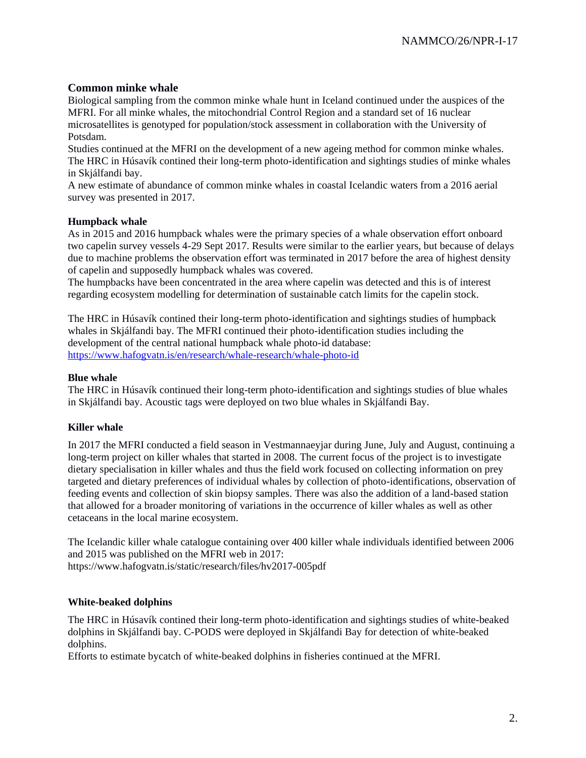### Common minke whale

Biological sampling from the common minke whale hunt in Iceland continued under the auspices of the MFRI. For all minke whales, the mitochondrial Control Region and a standard set of 16 nuclear microsatellites is genotyped for population/stock assessment in collaboration with the University of Potsdam.

Studies continued at the MFRI on the development of a new ageing method for common minke whales.

The HRC in Húsavík contined their long-term photo-identification and sightings studies of minke whales in Skjálfandi bay.

A new estimate of abundance of common minke whales in coastal Icelandic waters from a 2016 aerial survey was presented in 2017.

**Humpback whale**

As in 2015 and 2016 humpback whales were the primary species of a whale observation effort onboard two capelin survey vessels 4-29 Sept 2017. Results were similar to the earlier years, but because of delays due to machine problems the observation effort was terminated in 2017 before the area of highest density of capelin and supposedly humpback whales was covered.

The humpbacks have been concentrated in the area where capelin was detected and this is of interest regarding ecosystem modelling for determination of sustainable catch limits for the capelin stock.

The HRC in Húsavík contined their long-term photo-identification and sightings studies of humpback whales in Skjálfandi bay. The MFRI continued their photo-identification studies including the development of the central national humpback whale photo-id database: https://www.hafogvatn.is/en/research/whale-research/whale-photo-id

**Blue whale**

The HRC in Húsavík continued their long-term photo-identification and sightings studies of blue whales in Skjálfandi bay. Acoustic tags were deployed on two blue whales in Skjálfandi Bay.

**Killer whale**

In 2017 the MFRI conducted a field season in Vestmannaeyjar during June, July and August, continuing a long-term project on killer whales that started in 2008. The current focus of the project is to investigate dietary specialisation in killer whales and thus the field work focused on collecting information on prey targeted and dietary preferences of individual whales by collection of photo-identifications, observation of feeding events and collection of skin biopsy samples. There was also the addition of a land-based station that allowed for a broader monitoring of variations in the occurrence of killer whales as well as other cetaceans in the local marine ecosystem.

The Icelandic killer whale catalogue containing over 400 killer whale individuals identified between 2006 and 2015 was published on the MFRI web in 2017:
https://www.hafogvatn.is/static/research/files/hv2017-005pdf

**White-beaked dolphins**

The HRC in Húsavík contined their long-term photo-identification and sightings studies of white-beaked dolphins in Skjálfandi bay. C-PODS were deployed in Skjálfandi Bay for detection of white-beaked dolphins.

Efforts to estimate bycatch of white-beaked dolphins in fisheries continued at the MFRI.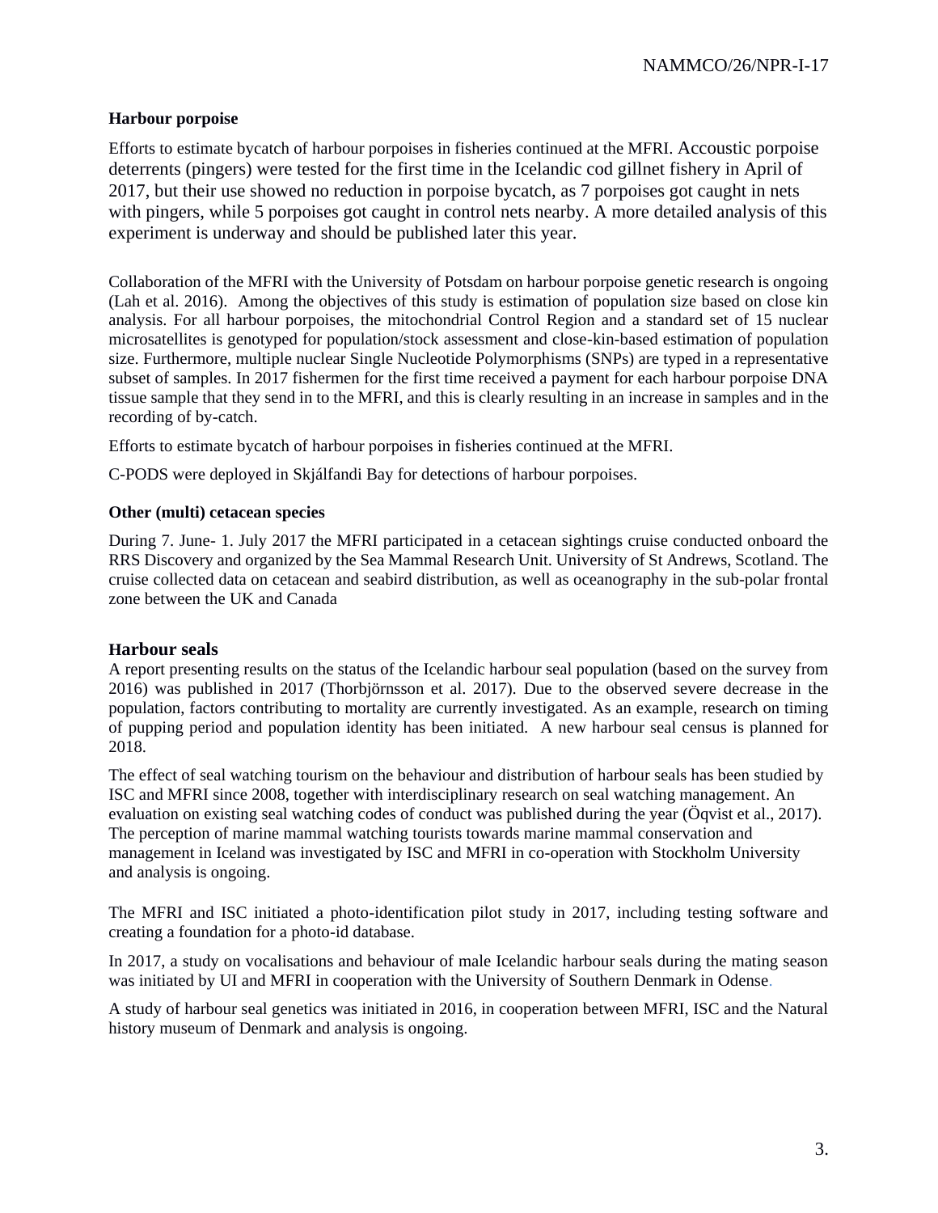**Harbour porpoise**

Efforts to estimate bycatch of harbour porpoises in fisheries continued at the MFRI. Accoustic porpoise deterrents (pingers) were tested for the first time in the Icelandic cod gillnet fishery in April of 2017, but their use showed no reduction in porpoise bycatch, as 7 porpoises got caught in nets with pingers, while 5 porpoises got caught in control nets nearby. A more detailed analysis of this experiment is underway and should be published later this year.

Collaboration of the MFRI with the University of Potsdam on harbour porpoise genetic research is ongoing (Lah et al. 2016). Among the objectives of this study is estimation of population size based on close kin analysis. For all harbour porpoises, the mitochondrial Control Region and a standard set of 15 nuclear microsatellites is genotyped for population/stock assessment and close-kin-based estimation of population size. Furthermore, multiple nuclear Single Nucleotide Polymorphisms (SNPs) are typed in a representative subset of samples. In 2017 fishermen for the first time received a payment for each harbour porpoise DNA tissue sample that they send in to the MFRI, and this is clearly resulting in an increase in samples and in the recording of by-catch.

Efforts to estimate bycatch of harbour porpoises in fisheries continued at the MFRI.

C-PODS were deployed in Skjálfandi Bay for detections of harbour porpoises.

**Other (multi) cetacean species**

During 7. June- 1. July 2017 the MFRI participated in a cetacean sightings cruise conducted onboard the RRS Discovery and organized by the Sea Mammal Research Unit. University of St Andrews, Scotland. The cruise collected data on cetacean and seabird distribution, as well as oceanography in the sub-polar frontal zone between the UK and Canada

**Harbour seals**

A report presenting results on the status of the Icelandic harbour seal population (based on the survey from 2016) was published in 2017 (Thorbjörnsson et al. 2017). Due to the observed severe decrease in the population, factors contributing to mortality are currently investigated. As an example, research on timing of pupping period and population identity has been initiated. A new harbour seal census is planned for 2018.

The effect of seal watching tourism on the behaviour and distribution of harbour seals has been studied by ISC and MFRI since 2008, together with interdisciplinary research on seal watching management. An evaluation on existing seal watching codes of conduct was published during the year (Öqvist et al., 2017). The perception of marine mammal watching tourists towards marine mammal conservation and management in Iceland was investigated by ISC and MFRI in co-operation with Stockholm University and analysis is ongoing.

The MFRI and ISC initiated a photo-identification pilot study in 2017, including testing software and creating a foundation for a photo-id database.

In 2017, a study on vocalisations and behaviour of male Icelandic harbour seals during the mating season was initiated by UI and MFRI in cooperation with the University of Southern Denmark in Odense.

A study of harbour seal genetics was initiated in 2016, in cooperation between MFRI, ISC and the Natural history museum of Denmark and analysis is ongoing.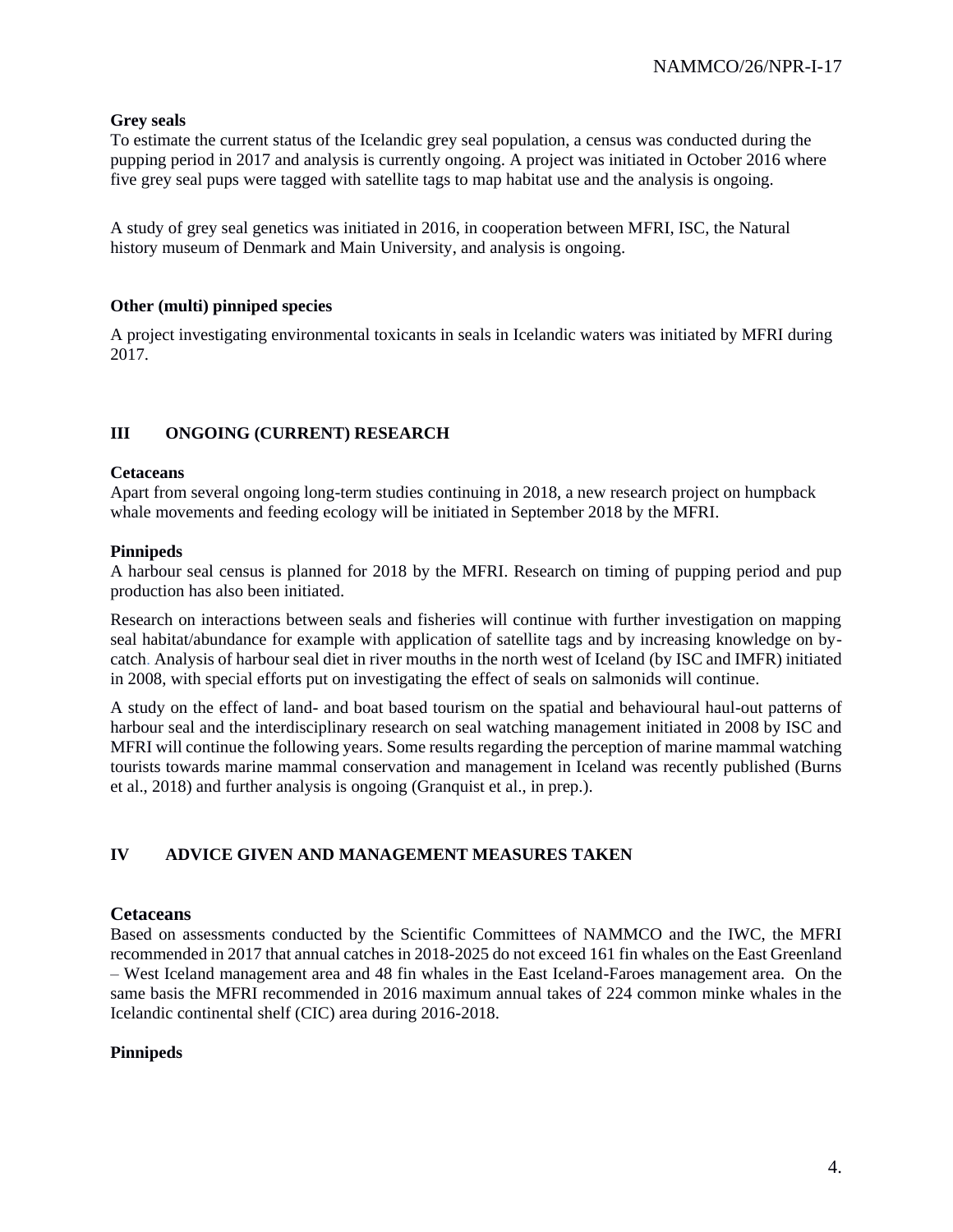**Grey seals**

To estimate the current status of the Icelandic grey seal population, a census was conducted during the pupping period in 2017 and analysis is currently ongoing. A project was initiated in October 2016 where five grey seal pups were tagged with satellite tags to map habitat use and the analysis is ongoing.

A study of grey seal genetics was initiated in 2016, in cooperation between MFRI, ISC, the Natural history museum of Denmark and Main University, and analysis is ongoing.

**Other (multi) pinniped species**

A project investigating environmental toxicants in seals in Icelandic waters was initiated by MFRI during 2017.

## III ONGOING (CURRENT) RESEARCH

**Cetaceans**

Apart from several ongoing long-term studies continuing in 2018, a new research project on humpback whale movements and feeding ecology will be initiated in September 2018 by the MFRI.

**Pinnipeds**

A harbour seal census is planned for 2018 by the MFRI. Research on timing of pupping period and pup production has also been initiated.

Research on interactions between seals and fisheries will continue with further investigation on mapping seal habitat/abundance for example with application of satellite tags and by increasing knowledge on by-catch. Analysis of harbour seal diet in river mouths in the north west of Iceland (by ISC and IMFR) initiated in 2008, with special efforts put on investigating the effect of seals on salmonids will continue.

A study on the effect of land- and boat based tourism on the spatial and behavioural haul-out patterns of harbour seal and the interdisciplinary research on seal watching management initiated in 2008 by ISC and MFRI will continue the following years. Some results regarding the perception of marine mammal watching tourists towards marine mammal conservation and management in Iceland was recently published (Burns et al., 2018) and further analysis is ongoing (Granquist et al., in prep.).

## IV ADVICE GIVEN AND MANAGEMENT MEASURES TAKEN

### Cetaceans

Based on assessments conducted by the Scientific Committees of NAMMCO and the IWC, the MFRI recommended in 2017 that annual catches in 2018-2025 do not exceed 161 fin whales on the East Greenland – West Iceland management area and 48 fin whales in the East Iceland-Faroes management area. On the same basis the MFRI recommended in 2016 maximum annual takes of 224 common minke whales in the Icelandic continental shelf (CIC) area during 2016-2018.

**Pinnipeds**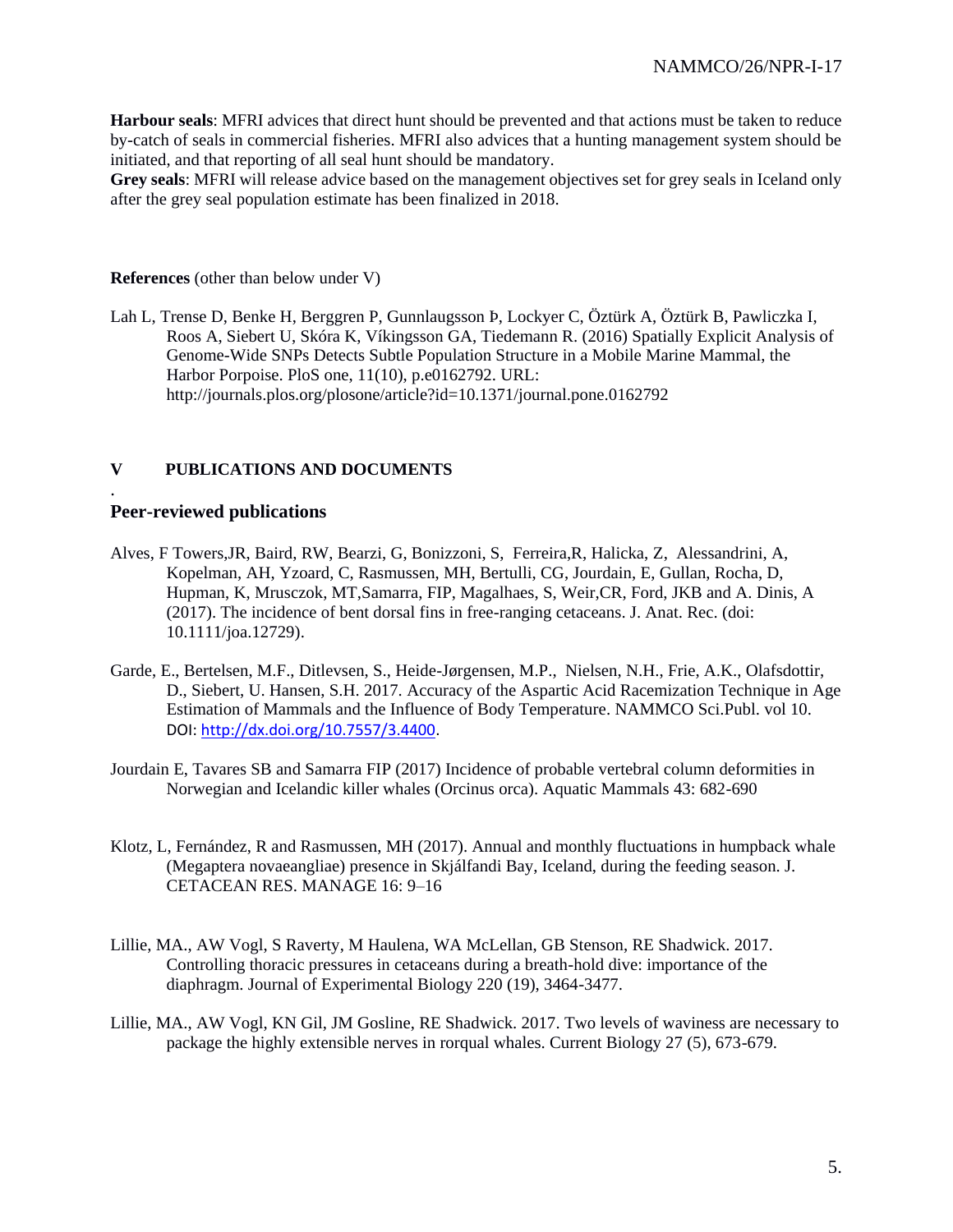**Harbour seals**: MFRI advices that direct hunt should be prevented and that actions must be taken to reduce by-catch of seals in commercial fisheries. MFRI also advices that a hunting management system should be initiated, and that reporting of all seal hunt should be mandatory.
**Grey seals**: MFRI will release advice based on the management objectives set for grey seals in Iceland only after the grey seal population estimate has been finalized in 2018.

**References** (other than below under V)

Lah L, Trense D, Benke H, Berggren P, Gunnlaugsson Þ, Lockyer C, Öztürk A, Öztürk B, Pawliczka I, Roos A, Siebert U, Skóra K, Víkingsson GA, Tiedemann R. (2016) Spatially Explicit Analysis of Genome-Wide SNPs Detects Subtle Population Structure in a Mobile Marine Mammal, the Harbor Porpoise. PloS one, 11(10), p.e0162792. URL: http://journals.plos.org/plosone/article?id=10.1371/journal.pone.0162792

## V PUBLICATIONS AND DOCUMENTS

.

### Peer-reviewed publications

Alves, F Towers,JR, Baird, RW, Bearzi, G, Bonizzoni, S, Ferreira,R, Halicka, Z, Alessandrini, A, Kopelman, AH, Yzoard, C, Rasmussen, MH, Bertulli, CG, Jourdain, E, Gullan, Rocha, D, Hupman, K, Mrusczok, MT,Samarra, FIP, Magalhaes, S, Weir,CR, Ford, JKB and A. Dinis, A (2017). The incidence of bent dorsal fins in free-ranging cetaceans. J. Anat. Rec. (doi: 10.1111/joa.12729).

Garde, E., Bertelsen, M.F., Ditlevsen, S., Heide-Jørgensen, M.P., Nielsen, N.H., Frie, A.K., Olafsdottir, D., Siebert, U. Hansen, S.H. 2017. Accuracy of the Aspartic Acid Racemization Technique in Age Estimation of Mammals and the Influence of Body Temperature. NAMMCO Sci.Publ. vol 10. DOI: http://dx.doi.org/10.7557/3.4400.

Jourdain E, Tavares SB and Samarra FIP (2017) Incidence of probable vertebral column deformities in Norwegian and Icelandic killer whales (Orcinus orca). Aquatic Mammals 43: 682-690

Klotz, L, Fernández, R and Rasmussen, MH (2017). Annual and monthly fluctuations in humpback whale (Megaptera novaeangliae) presence in Skjálfandi Bay, Iceland, during the feeding season. J. CETACEAN RES. MANAGE 16: 9–16

Lillie, MA., AW Vogl, S Raverty, M Haulena, WA McLellan, GB Stenson, RE Shadwick. 2017. Controlling thoracic pressures in cetaceans during a breath-hold dive: importance of the diaphragm. Journal of Experimental Biology 220 (19), 3464-3477.

Lillie, MA., AW Vogl, KN Gil, JM Gosline, RE Shadwick. 2017. Two levels of waviness are necessary to package the highly extensible nerves in rorqual whales. Current Biology 27 (5), 673-679.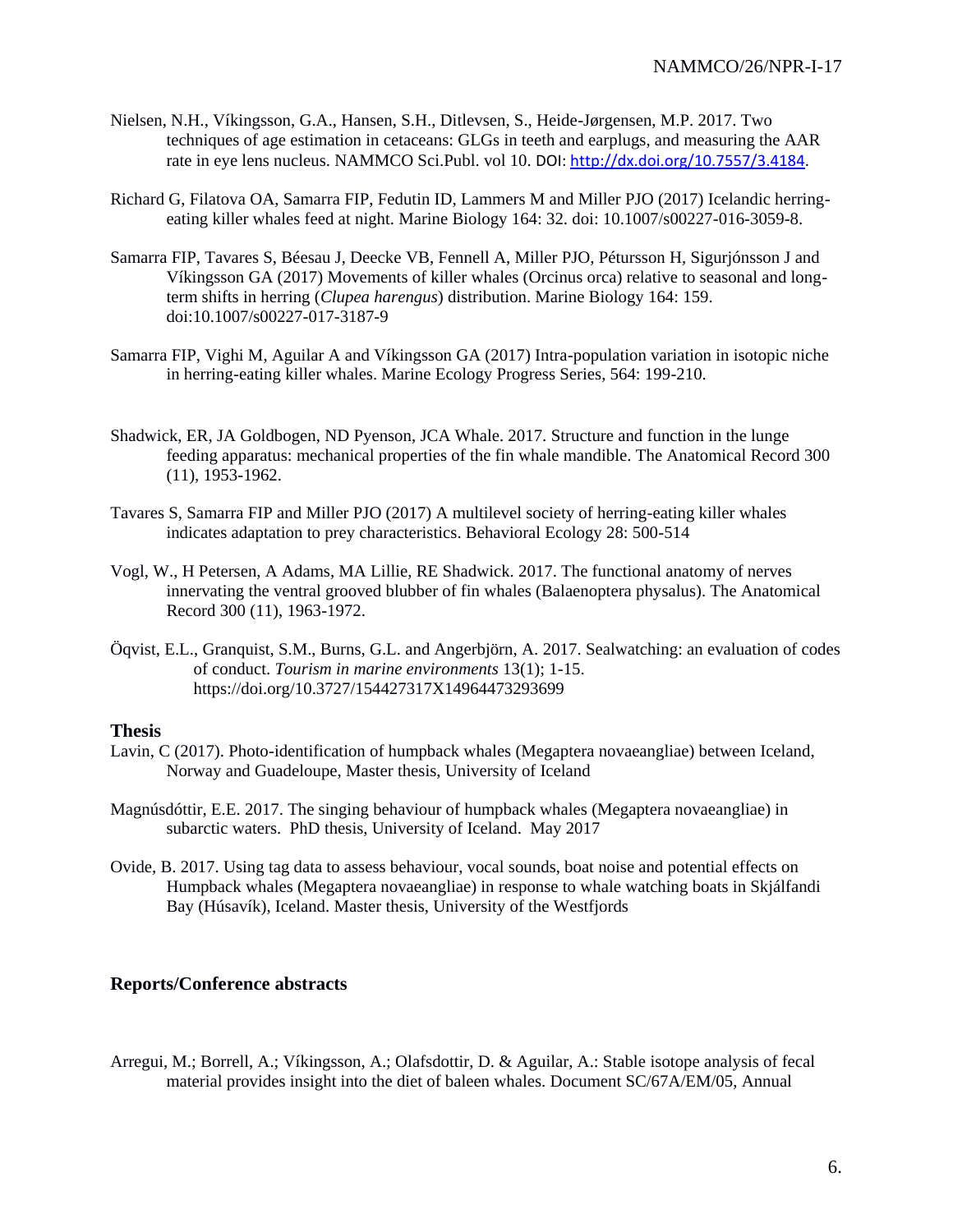Nielsen, N.H., Víkingsson, G.A., Hansen, S.H., Ditlevsen, S., Heide-Jørgensen, M.P. 2017. Two techniques of age estimation in cetaceans: GLGs in teeth and earplugs, and measuring the AAR rate in eye lens nucleus. NAMMCO Sci.Publ. vol 10. DOI: http://dx.doi.org/10.7557/3.4184.

Richard G, Filatova OA, Samarra FIP, Fedutin ID, Lammers M and Miller PJO (2017) Icelandic herring-eating killer whales feed at night. Marine Biology 164: 32. doi: 10.1007/s00227-016-3059-8.

Samarra FIP, Tavares S, Béesau J, Deecke VB, Fennell A, Miller PJO, Pétursson H, Sigurjónsson J and Víkingsson GA (2017) Movements of killer whales (Orcinus orca) relative to seasonal and long-term shifts in herring (*Clupea harengus*) distribution. Marine Biology 164: 159. doi:10.1007/s00227-017-3187-9

Samarra FIP, Vighi M, Aguilar A and Víkingsson GA (2017) Intra-population variation in isotopic niche in herring-eating killer whales. Marine Ecology Progress Series, 564: 199-210.

Shadwick, ER, JA Goldbogen, ND Pyenson, JCA Whale. 2017. Structure and function in the lunge feeding apparatus: mechanical properties of the fin whale mandible. The Anatomical Record 300 (11), 1953-1962.

Tavares S, Samarra FIP and Miller PJO (2017) A multilevel society of herring-eating killer whales indicates adaptation to prey characteristics. Behavioral Ecology 28: 500-514

Vogl, W., H Petersen, A Adams, MA Lillie, RE Shadwick. 2017. The functional anatomy of nerves innervating the ventral grooved blubber of fin whales (Balaenoptera physalus). The Anatomical Record 300 (11), 1963-1972.

Öqvist, E.L., Granquist, S.M., Burns, G.L. and Angerbjörn, A. 2017. Sealwatching: an evaluation of codes of conduct. *Tourism in marine environments* 13(1); 1-15. https://doi.org/10.3727/154427317X14964473293699

### Thesis

Lavin, C (2017). Photo-identification of humpback whales (Megaptera novaeangliae) between Iceland, Norway and Guadeloupe, Master thesis, University of Iceland

Magnúsdóttir, E.E. 2017. The singing behaviour of humpback whales (Megaptera novaeangliae) in subarctic waters. PhD thesis, University of Iceland. May 2017

Ovide, B. 2017. Using tag data to assess behaviour, vocal sounds, boat noise and potential effects on Humpback whales (Megaptera novaeangliae) in response to whale watching boats in Skjálfandi Bay (Húsavík), Iceland. Master thesis, University of the Westfjords

### Reports/Conference abstracts

Arregui, M.; Borrell, A.; Víkingsson, A.; Olafsdottir, D. & Aguilar, A.: Stable isotope analysis of fecal material provides insight into the diet of baleen whales. Document SC/67A/EM/05, Annual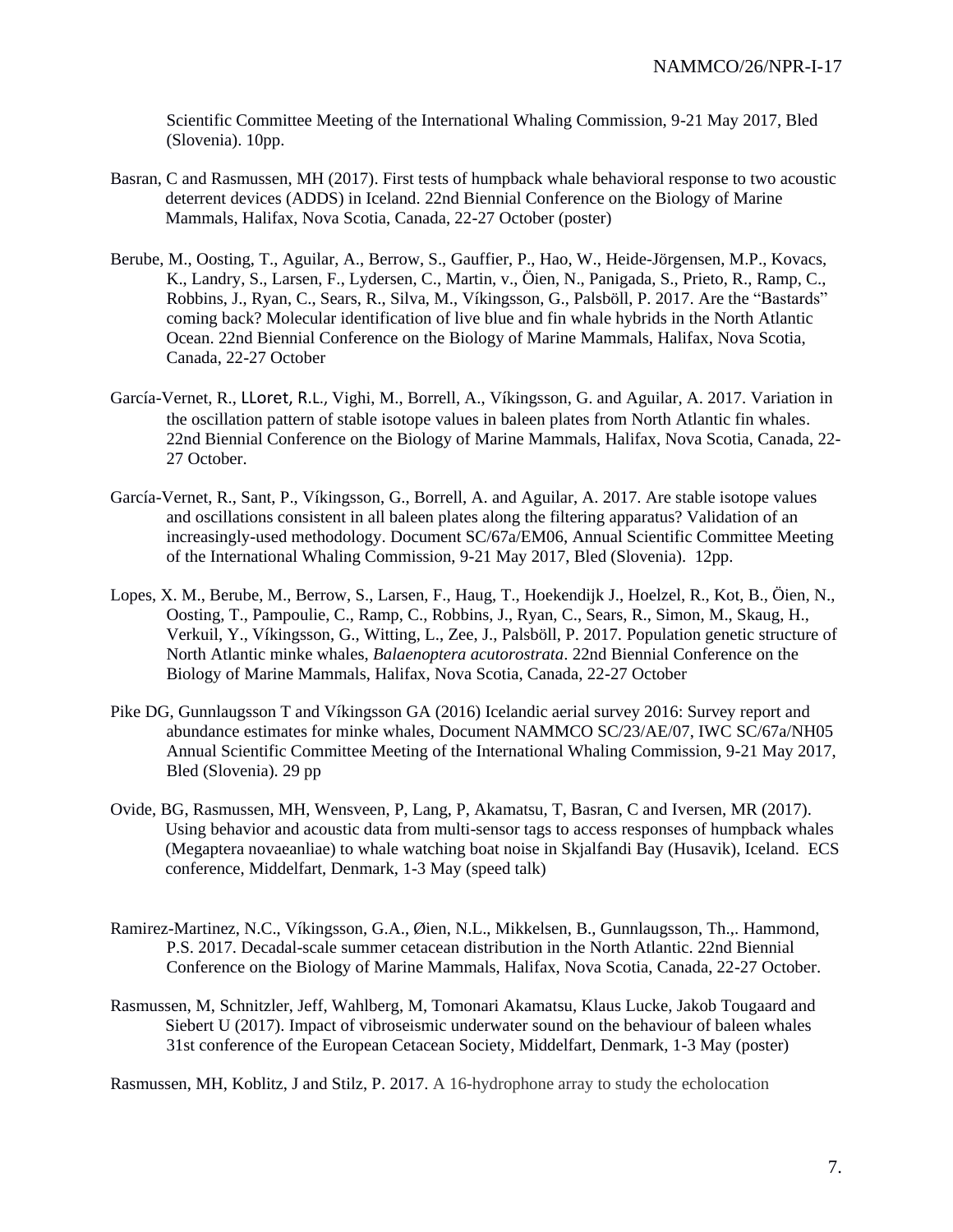Scientific Committee Meeting of the International Whaling Commission, 9-21 May 2017, Bled (Slovenia). 10pp.

Basran, C and Rasmussen, MH (2017). First tests of humpback whale behavioral response to two acoustic deterrent devices (ADDS) in Iceland. 22nd Biennial Conference on the Biology of Marine Mammals, Halifax, Nova Scotia, Canada, 22-27 October (poster)

Berube, M., Oosting, T., Aguilar, A., Berrow, S., Gauffier, P., Hao, W., Heide-Jörgensen, M.P., Kovacs, K., Landry, S., Larsen, F., Lydersen, C., Martin, v., Öien, N., Panigada, S., Prieto, R., Ramp, C., Robbins, J., Ryan, C., Sears, R., Silva, M., Víkingsson, G., Palsböll, P. 2017. Are the "Bastards" coming back? Molecular identification of live blue and fin whale hybrids in the North Atlantic Ocean. 22nd Biennial Conference on the Biology of Marine Mammals, Halifax, Nova Scotia, Canada, 22-27 October

García-Vernet, R., LLoret, R.L., Vighi, M., Borrell, A., Víkingsson, G. and Aguilar, A. 2017. Variation in the oscillation pattern of stable isotope values in baleen plates from North Atlantic fin whales. 22nd Biennial Conference on the Biology of Marine Mammals, Halifax, Nova Scotia, Canada, 22-27 October.

García-Vernet, R., Sant, P., Víkingsson, G., Borrell, A. and Aguilar, A. 2017. Are stable isotope values and oscillations consistent in all baleen plates along the filtering apparatus? Validation of an increasingly-used methodology. Document SC/67a/EM06, Annual Scientific Committee Meeting of the International Whaling Commission, 9-21 May 2017, Bled (Slovenia). 12pp.

Lopes, X. M., Berube, M., Berrow, S., Larsen, F., Haug, T., Hoekendijk J., Hoelzel, R., Kot, B., Öien, N., Oosting, T., Pampoulie, C., Ramp, C., Robbins, J., Ryan, C., Sears, R., Simon, M., Skaug, H., Verkuil, Y., Víkingsson, G., Witting, L., Zee, J., Palsböll, P. 2017. Population genetic structure of North Atlantic minke whales, *Balaenoptera acutorostrata*. 22nd Biennial Conference on the Biology of Marine Mammals, Halifax, Nova Scotia, Canada, 22-27 October

Pike DG, Gunnlaugsson T and Víkingsson GA (2016) Icelandic aerial survey 2016: Survey report and abundance estimates for minke whales, Document NAMMCO SC/23/AE/07, IWC SC/67a/NH05 Annual Scientific Committee Meeting of the International Whaling Commission, 9-21 May 2017, Bled (Slovenia). 29 pp

Ovide, BG, Rasmussen, MH, Wensveen, P, Lang, P, Akamatsu, T, Basran, C and Iversen, MR (2017). Using behavior and acoustic data from multi-sensor tags to access responses of humpback whales (Megaptera novaeanliae) to whale watching boat noise in Skjalfandi Bay (Husavik), Iceland. ECS conference, Middelfart, Denmark, 1-3 May (speed talk)

Ramirez-Martinez, N.C., Víkingsson, G.A., Øien, N.L., Mikkelsen, B., Gunnlaugsson, Th.,. Hammond, P.S. 2017. Decadal-scale summer cetacean distribution in the North Atlantic. 22nd Biennial Conference on the Biology of Marine Mammals, Halifax, Nova Scotia, Canada, 22-27 October.

Rasmussen, M, Schnitzler, Jeff, Wahlberg, M, Tomonari Akamatsu, Klaus Lucke, Jakob Tougaard and Siebert U (2017). Impact of vibroseismic underwater sound on the behaviour of baleen whales 31st conference of the European Cetacean Society, Middelfart, Denmark, 1-3 May (poster)

Rasmussen, MH, Koblitz, J and Stilz, P. 2017. A 16-hydrophone array to study the echolocation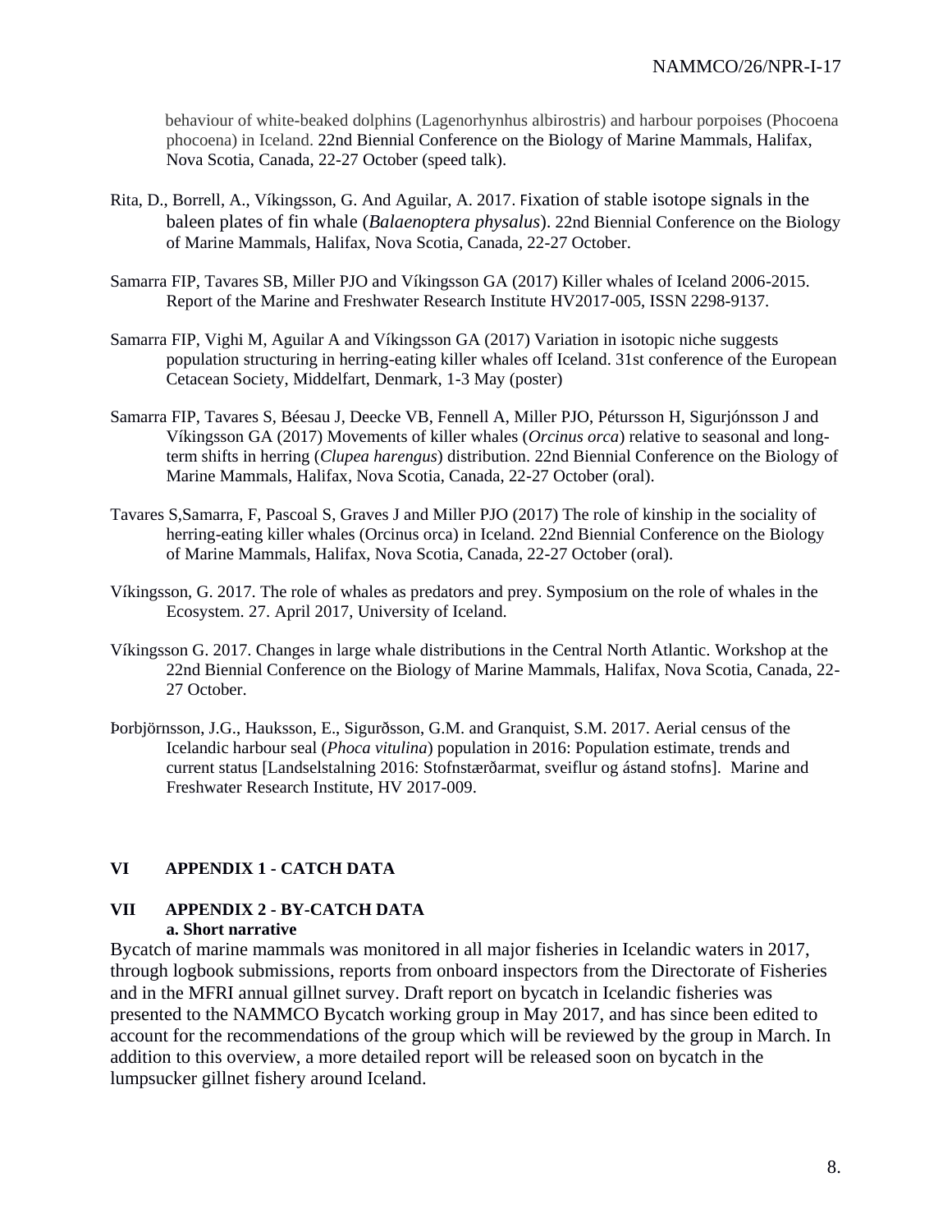behaviour of white-beaked dolphins (Lagenorhynhus albirostris) and harbour porpoises (Phocoena phocoena) in Iceland. 22nd Biennial Conference on the Biology of Marine Mammals, Halifax, Nova Scotia, Canada, 22-27 October (speed talk).

Rita, D., Borrell, A., Víkingsson, G. And Aguilar, A. 2017. Fixation of stable isotope signals in the baleen plates of fin whale (*Balaenoptera physalus*). 22nd Biennial Conference on the Biology of Marine Mammals, Halifax, Nova Scotia, Canada, 22-27 October.

Samarra FIP, Tavares SB, Miller PJO and Víkingsson GA (2017) Killer whales of Iceland 2006-2015. Report of the Marine and Freshwater Research Institute HV2017-005, ISSN 2298-9137.

Samarra FIP, Vighi M, Aguilar A and Víkingsson GA (2017) Variation in isotopic niche suggests population structuring in herring-eating killer whales off Iceland. 31st conference of the European Cetacean Society, Middelfart, Denmark, 1-3 May (poster)

Samarra FIP, Tavares S, Béesau J, Deecke VB, Fennell A, Miller PJO, Pétursson H, Sigurjónsson J and Víkingsson GA (2017) Movements of killer whales (*Orcinus orca*) relative to seasonal and long-term shifts in herring (*Clupea harengus*) distribution. 22nd Biennial Conference on the Biology of Marine Mammals, Halifax, Nova Scotia, Canada, 22-27 October (oral).

Tavares S,Samarra, F, Pascoal S, Graves J and Miller PJO (2017) The role of kinship in the sociality of herring-eating killer whales (Orcinus orca) in Iceland. 22nd Biennial Conference on the Biology of Marine Mammals, Halifax, Nova Scotia, Canada, 22-27 October (oral).

Víkingsson, G. 2017. The role of whales as predators and prey. Symposium on the role of whales in the Ecosystem. 27. April 2017, University of Iceland.

Víkingsson G. 2017. Changes in large whale distributions in the Central North Atlantic. Workshop at the 22nd Biennial Conference on the Biology of Marine Mammals, Halifax, Nova Scotia, Canada, 22-27 October.

Þorbjörnsson, J.G., Hauksson, E., Sigurðsson, G.M. and Granquist, S.M. 2017. Aerial census of the Icelandic harbour seal (*Phoca vitulina*) population in 2016: Population estimate, trends and current status [Landselstalning 2016: Stofnstærðarmat, sveiflur og ástand stofns]. Marine and Freshwater Research Institute, HV 2017-009.

## VI APPENDIX 1 - CATCH DATA

## VII APPENDIX 2 - BY-CATCH DATA

### a. Short narrative

Bycatch of marine mammals was monitored in all major fisheries in Icelandic waters in 2017, through logbook submissions, reports from onboard inspectors from the Directorate of Fisheries and in the MFRI annual gillnet survey. Draft report on bycatch in Icelandic fisheries was presented to the NAMMCO Bycatch working group in May 2017, and has since been edited to account for the recommendations of the group which will be reviewed by the group in March. In addition to this overview, a more detailed report will be released soon on bycatch in the lumpsucker gillnet fishery around Iceland.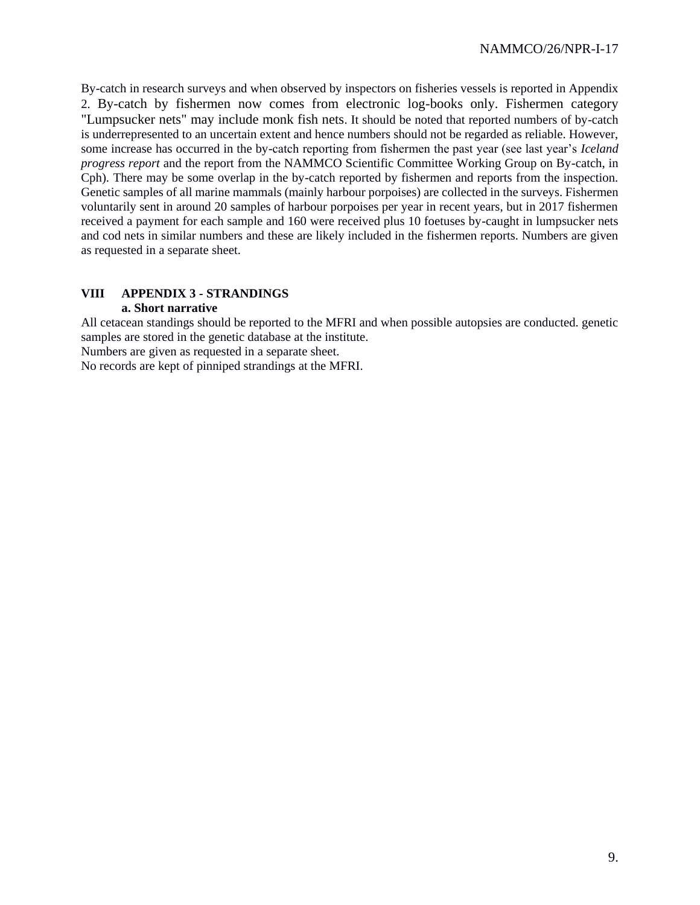By-catch in research surveys and when observed by inspectors on fisheries vessels is reported in Appendix 2. By-catch by fishermen now comes from electronic log-books only. Fishermen category "Lumpsucker nets" may include monk fish nets. It should be noted that reported numbers of by-catch is underrepresented to an uncertain extent and hence numbers should not be regarded as reliable. However, some increase has occurred in the by-catch reporting from fishermen the past year (see last year's *Iceland progress report* and the report from the NAMMCO Scientific Committee Working Group on By-catch, in Cph). There may be some overlap in the by-catch reported by fishermen and reports from the inspection. Genetic samples of all marine mammals (mainly harbour porpoises) are collected in the surveys. Fishermen voluntarily sent in around 20 samples of harbour porpoises per year in recent years, but in 2017 fishermen received a payment for each sample and 160 were received plus 10 foetuses by-caught in lumpsucker nets and cod nets in similar numbers and these are likely included in the fishermen reports. Numbers are given as requested in a separate sheet.

## VIII APPENDIX 3 - STRANDINGS

### a. Short narrative

All cetacean standings should be reported to the MFRI and when possible autopsies are conducted. genetic samples are stored in the genetic database at the institute.

Numbers are given as requested in a separate sheet.

No records are kept of pinniped strandings at the MFRI.